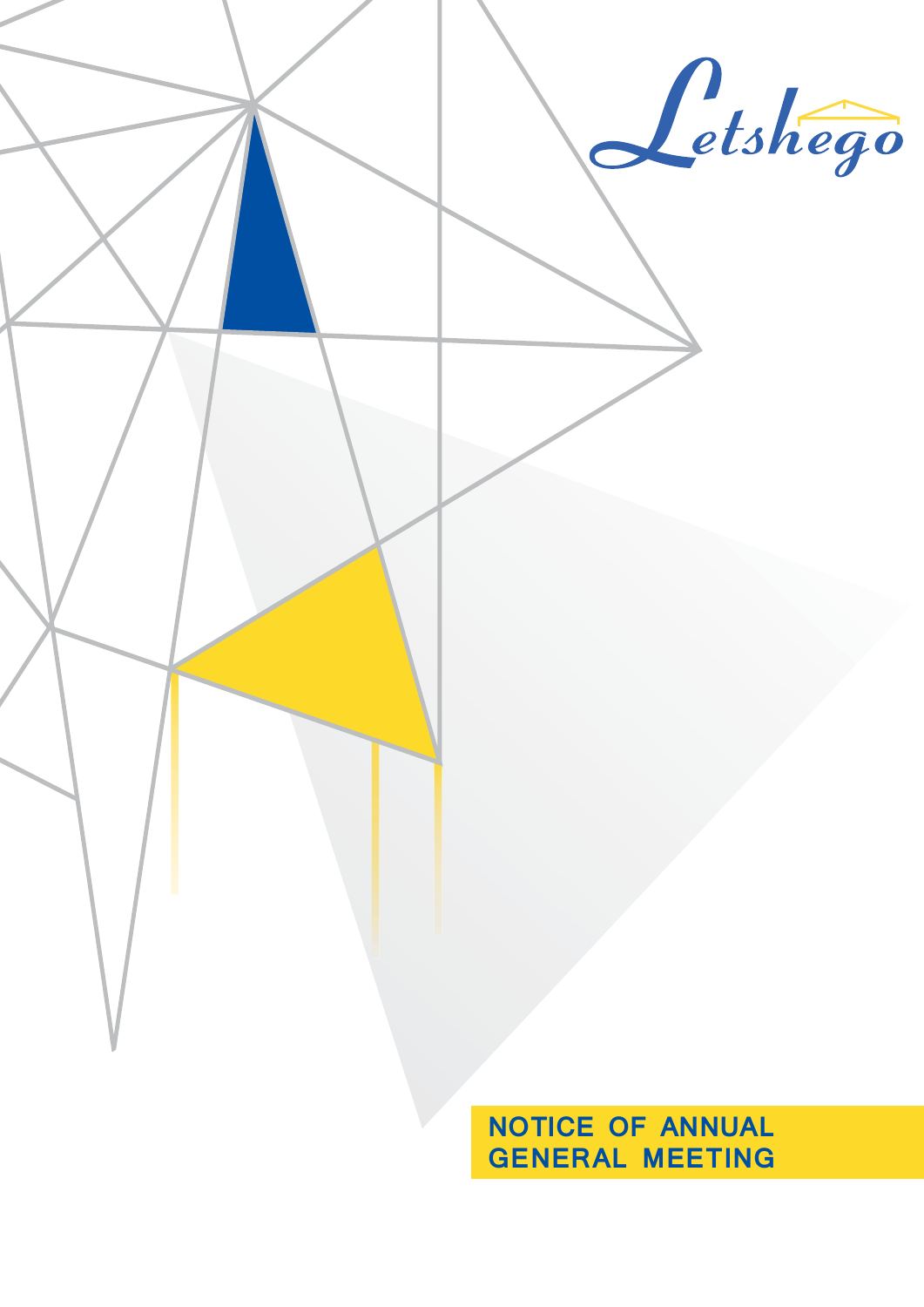Letshego

# NOTICE OF ANNUAL GENERAL MEETING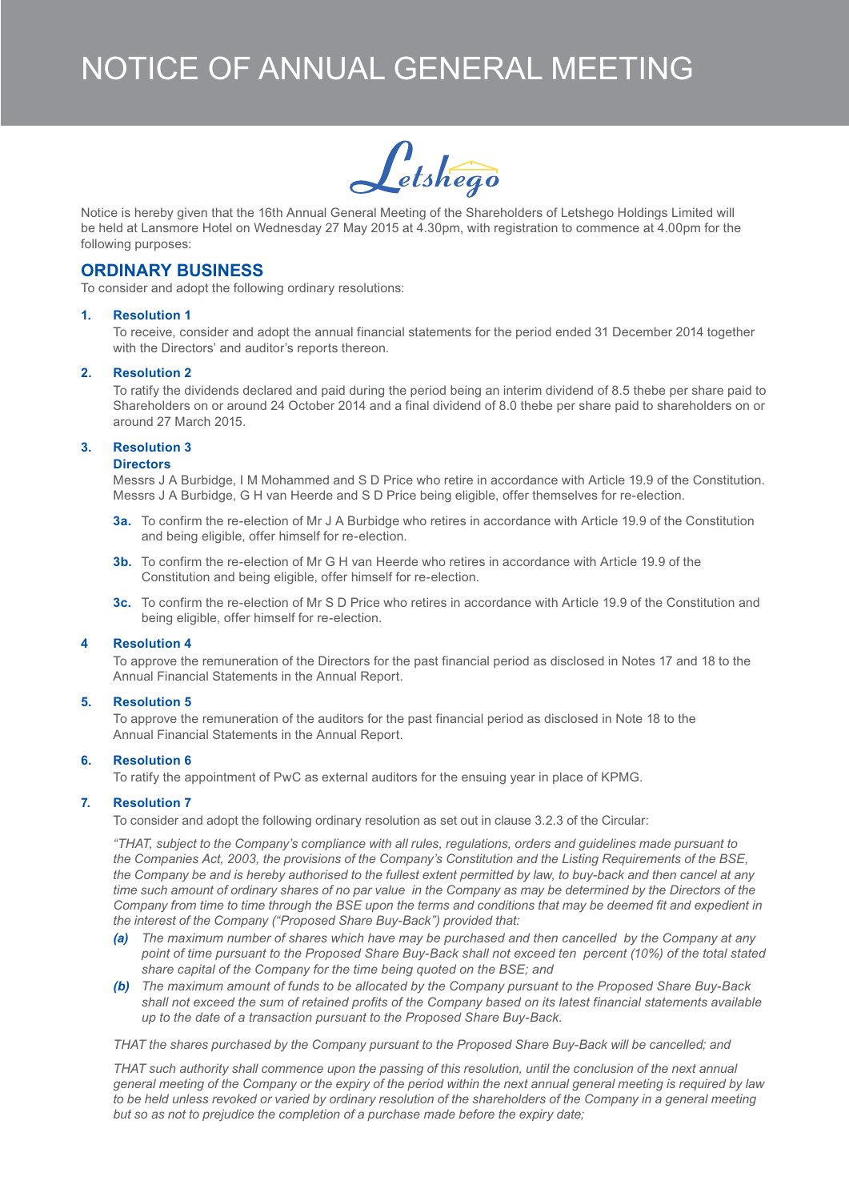# NOTICE OF ANNUAL GENERAL MEETING

Letshego

Notice is hereby given that the 16th Annual General Meeting of the Shareholders of Letshego Holdings Limited will be held at Lansmore Hotel on Wednesday 27 May 2015 at 4.30pm, with registration to commence at 4.00pm for the following purposes:

## ORDINARY BUSINESS

To consider and adopt the following ordinary resolutions:

**1. Resolution 1**

To receive, consider and adopt the annual financial statements for the period ended 31 December 2014 together with the Directors' and auditor's reports thereon.

**2. Resolution 2**

To ratify the dividends declared and paid during the period being an interim dividend of 8.5 thebe per share paid to Shareholders on or around 24 October 2014 and a final dividend of 8.0 thebe per share paid to shareholders on or around 27 March 2015.

**3. Resolution 3**

**Directors**

Messrs J A Burbidge, I M Mohammed and S D Price who retire in accordance with Article 19.9 of the Constitution. Messrs J A Burbidge, G H van Heerde and S D Price being eligible, offer themselves for re-election.

**3a.** To confirm the re-election of Mr J A Burbidge who retires in accordance with Article 19.9 of the Constitution and being eligible, offer himself for re-election.

**3b.** To confirm the re-election of Mr G H van Heerde who retires in accordance with Article 19.9 of the Constitution and being eligible, offer himself for re-election.

**3c.** To confirm the re-election of Mr S D Price who retires in accordance with Article 19.9 of the Constitution and being eligible, offer himself for re-election.

**4 Resolution 4**

To approve the remuneration of the Directors for the past financial period as disclosed in Notes 17 and 18 to the Annual Financial Statements in the Annual Report.

**5. Resolution 5**

To approve the remuneration of the auditors for the past financial period as disclosed in Note 18 to the Annual Financial Statements in the Annual Report.

**6. Resolution 6**

To ratify the appointment of PwC as external auditors for the ensuing year in place of KPMG.

**7. Resolution 7**

To consider and adopt the following ordinary resolution as set out in clause 3.2.3 of the Circular:

*"THAT, subject to the Company's compliance with all rules, regulations, orders and guidelines made pursuant to the Companies Act, 2003, the provisions of the Company's Constitution and the Listing Requirements of the BSE, the Company be and is hereby authorised to the fullest extent permitted by law, to buy-back and then cancel at any time such amount of ordinary shares of no par value in the Company as may be determined by the Directors of the Company from time to time through the BSE upon the terms and conditions that may be deemed fit and expedient in the interest of the Company ("Proposed Share Buy-Back") provided that:*

***(a)*** *The maximum number of shares which have may be purchased and then cancelled by the Company at any point of time pursuant to the Proposed Share Buy-Back shall not exceed ten percent (10%) of the total stated share capital of the Company for the time being quoted on the BSE; and*

***(b)*** *The maximum amount of funds to be allocated by the Company pursuant to the Proposed Share Buy-Back shall not exceed the sum of retained profits of the Company based on its latest financial statements available up to the date of a transaction pursuant to the Proposed Share Buy-Back.*

*THAT the shares purchased by the Company pursuant to the Proposed Share Buy-Back will be cancelled; and*

*THAT such authority shall commence upon the passing of this resolution, until the conclusion of the next annual general meeting of the Company or the expiry of the period within the next annual general meeting is required by law to be held unless revoked or varied by ordinary resolution of the shareholders of the Company in a general meeting but so as not to prejudice the completion of a purchase made before the expiry date;*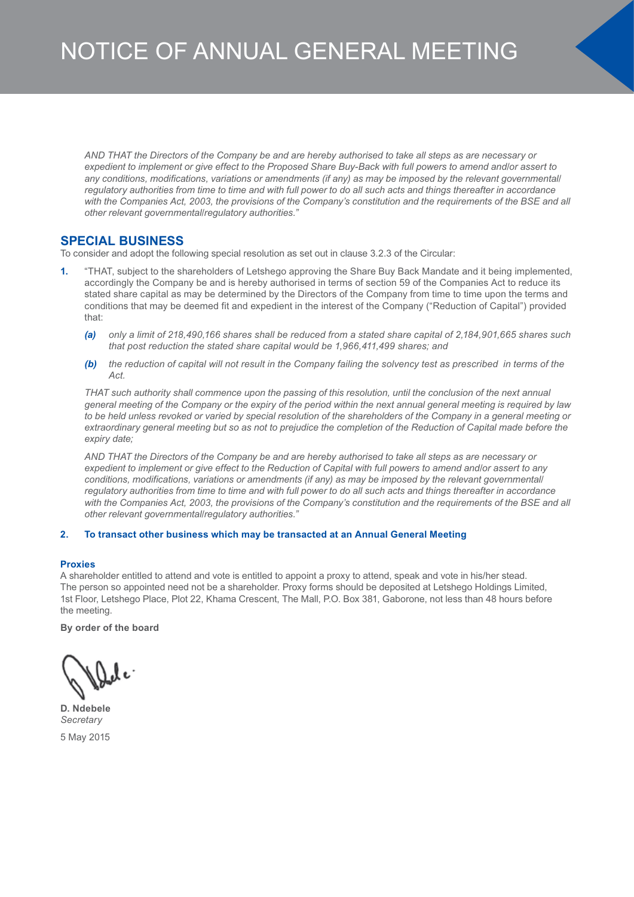# NOTICE OF ANNUAL GENERAL MEETING

*AND THAT the Directors of the Company be and are hereby authorised to take all steps as are necessary or expedient to implement or give effect to the Proposed Share Buy-Back with full powers to amend and/or assert to any conditions, modifications, variations or amendments (if any) as may be imposed by the relevant governmental/ regulatory authorities from time to time and with full power to do all such acts and things thereafter in accordance with the Companies Act, 2003, the provisions of the Company's constitution and the requirements of the BSE and all other relevant governmental/regulatory authorities."*

## SPECIAL BUSINESS

To consider and adopt the following special resolution as set out in clause 3.2.3 of the Circular:

**1.** "THAT, subject to the shareholders of Letshego approving the Share Buy Back Mandate and it being implemented, accordingly the Company be and is hereby authorised in terms of section 59 of the Companies Act to reduce its stated share capital as may be determined by the Directors of the Company from time to time upon the terms and conditions that may be deemed fit and expedient in the interest of the Company ("Reduction of Capital") provided that:

   ***(a)*** *only a limit of 218,490,166 shares shall be reduced from a stated share capital of 2,184,901,665 shares such that post reduction the stated share capital would be 1,966,411,499 shares; and*

   ***(b)*** *the reduction of capital will not result in the Company failing the solvency test as prescribed in terms of the Act.*

   *THAT such authority shall commence upon the passing of this resolution, until the conclusion of the next annual general meeting of the Company or the expiry of the period within the next annual general meeting is required by law to be held unless revoked or varied by special resolution of the shareholders of the Company in a general meeting or extraordinary general meeting but so as not to prejudice the completion of the Reduction of Capital made before the expiry date;*

   *AND THAT the Directors of the Company be and are hereby authorised to take all steps as are necessary or expedient to implement or give effect to the Reduction of Capital with full powers to amend and/or assert to any conditions, modifications, variations or amendments (if any) as may be imposed by the relevant governmental/ regulatory authorities from time to time and with full power to do all such acts and things thereafter in accordance with the Companies Act, 2003, the provisions of the Company's constitution and the requirements of the BSE and all other relevant governmental/regulatory authorities."*

**2. To transact other business which may be transacted at an Annual General Meeting**

**Proxies**

A shareholder entitled to attend and vote is entitled to appoint a proxy to attend, speak and vote in his/her stead. The person so appointed need not be a shareholder. Proxy forms should be deposited at Letshego Holdings Limited, 1st Floor, Letshego Place, Plot 22, Khama Crescent, The Mall, P.O. Box 381, Gaborone, not less than 48 hours before the meeting.

**By order of the board**

**D. Ndebele**
*Secretary*

5 May 2015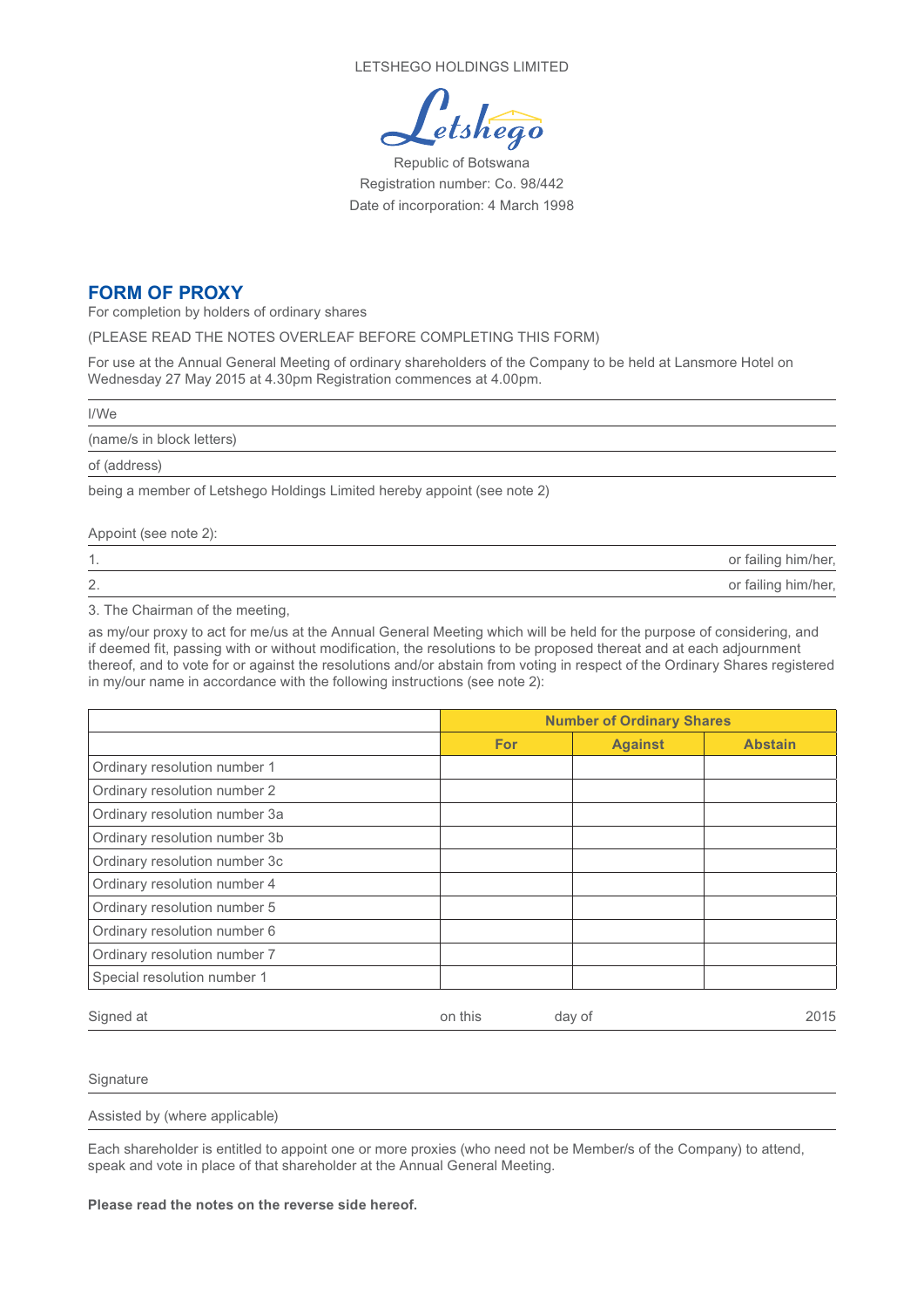LETSHEGO HOLDINGS LIMITED

Letshego

Republic of Botswana
Registration number: Co. 98/442
Date of incorporation: 4 March 1998

## FORM OF PROXY

For completion by holders of ordinary shares

(PLEASE READ THE NOTES OVERLEAF BEFORE COMPLETING THIS FORM)

For use at the Annual General Meeting of ordinary shareholders of the Company to be held at Lansmore Hotel on Wednesday 27 May 2015 at 4.30pm Registration commences at 4.00pm.

I/We

(name/s in block letters)

of (address)

being a member of Letshego Holdings Limited hereby appoint (see note 2)

Appoint (see note 2):

1. or failing him/her,

2. or failing him/her,

3. The Chairman of the meeting,

as my/our proxy to act for me/us at the Annual General Meeting which will be held for the purpose of considering, and if deemed fit, passing with or without modification, the resolutions to be proposed thereat and at each adjournment thereof, and to vote for or against the resolutions and/or abstain from voting in respect of the Ordinary Shares registered in my/our name in accordance with the following instructions (see note 2):

| | Number of Ordinary Shares | | |
|---|---|---|---|
| | For | Against | Abstain |
| Ordinary resolution number 1 | | | |
| Ordinary resolution number 2 | | | |
| Ordinary resolution number 3a | | | |
| Ordinary resolution number 3b | | | |
| Ordinary resolution number 3c | | | |
| Ordinary resolution number 4 | | | |
| Ordinary resolution number 5 | | | |
| Ordinary resolution number 6 | | | |
| Ordinary resolution number 7 | | | |
| Special resolution number 1 | | | |

Signed at on this day of 2015

Signature

Assisted by (where applicable)

Each shareholder is entitled to appoint one or more proxies (who need not be Member/s of the Company) to attend, speak and vote in place of that shareholder at the Annual General Meeting.

**Please read the notes on the reverse side hereof.**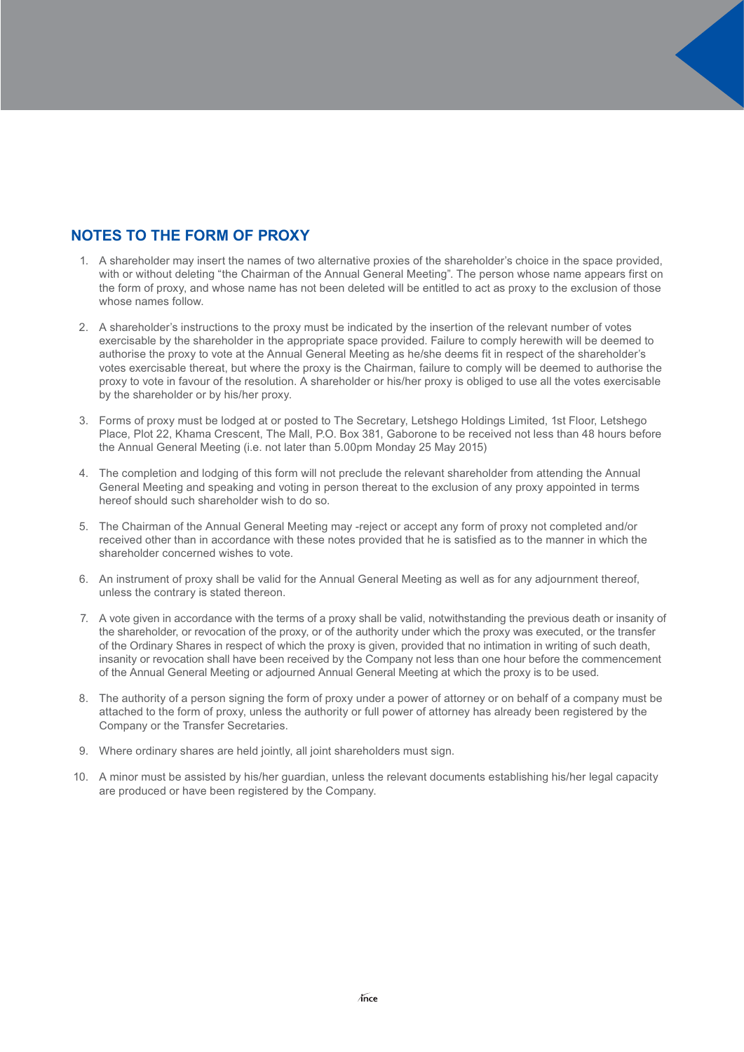## NOTES TO THE FORM OF PROXY

1. A shareholder may insert the names of two alternative proxies of the shareholder's choice in the space provided, with or without deleting "the Chairman of the Annual General Meeting". The person whose name appears first on the form of proxy, and whose name has not been deleted will be entitled to act as proxy to the exclusion of those whose names follow.

2. A shareholder's instructions to the proxy must be indicated by the insertion of the relevant number of votes exercisable by the shareholder in the appropriate space provided. Failure to comply herewith will be deemed to authorise the proxy to vote at the Annual General Meeting as he/she deems fit in respect of the shareholder's votes exercisable thereat, but where the proxy is the Chairman, failure to comply will be deemed to authorise the proxy to vote in favour of the resolution. A shareholder or his/her proxy is obliged to use all the votes exercisable by the shareholder or by his/her proxy.

3. Forms of proxy must be lodged at or posted to The Secretary, Letshego Holdings Limited, 1st Floor, Letshego Place, Plot 22, Khama Crescent, The Mall, P.O. Box 381, Gaborone to be received not less than 48 hours before the Annual General Meeting (i.e. not later than 5.00pm Monday 25 May 2015)

4. The completion and lodging of this form will not preclude the relevant shareholder from attending the Annual General Meeting and speaking and voting in person thereat to the exclusion of any proxy appointed in terms hereof should such shareholder wish to do so.

5. The Chairman of the Annual General Meeting may -reject or accept any form of proxy not completed and/or received other than in accordance with these notes provided that he is satisfied as to the manner in which the shareholder concerned wishes to vote.

6. An instrument of proxy shall be valid for the Annual General Meeting as well as for any adjournment thereof, unless the contrary is stated thereon.

7. A vote given in accordance with the terms of a proxy shall be valid, notwithstanding the previous death or insanity of the shareholder, or revocation of the proxy, or of the authority under which the proxy was executed, or the transfer of the Ordinary Shares in respect of which the proxy is given, provided that no intimation in writing of such death, insanity or revocation shall have been received by the Company not less than one hour before the commencement of the Annual General Meeting or adjourned Annual General Meeting at which the proxy is to be used.

8. The authority of a person signing the form of proxy under a power of attorney or on behalf of a company must be attached to the form of proxy, unless the authority or full power of attorney has already been registered by the Company or the Transfer Secretaries.

9. Where ordinary shares are held jointly, all joint shareholders must sign.

10. A minor must be assisted by his/her guardian, unless the relevant documents establishing his/her legal capacity are produced or have been registered by the Company.